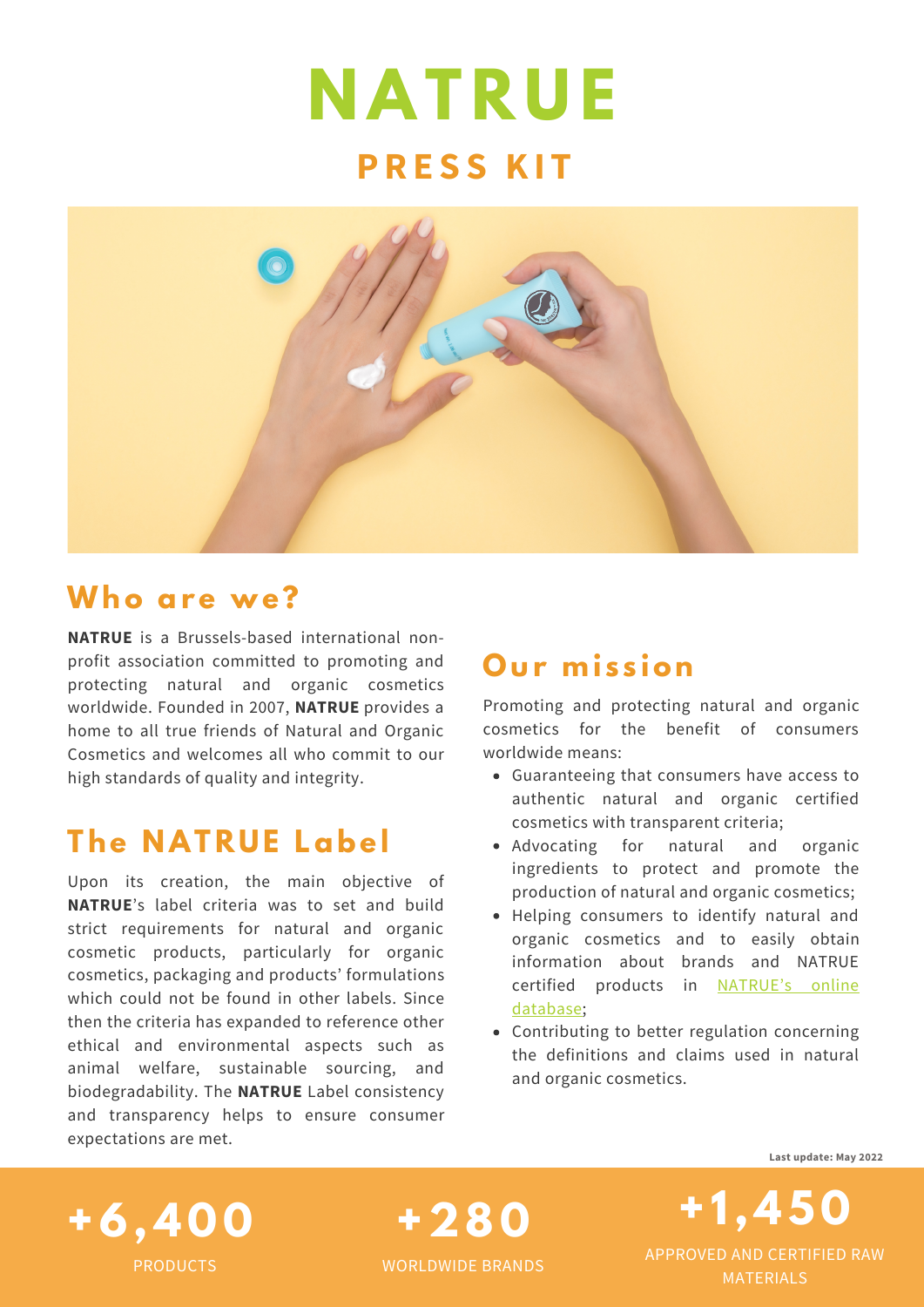# NATRUE

## PRESS KIT

## Who are we?

**NATRUE** is a Brussels-based international non-profit association committed to promoting and protecting natural and organic cosmetics worldwide. Founded in 2007, **NATRUE** provides a home to all true friends of Natural and Organic Cosmetics and welcomes all who commit to our high standards of quality and integrity.

## The NATRUE Label

Upon its creation, the main objective of **NATRUE**'s label criteria was to set and build strict requirements for natural and organic cosmetic products, particularly for organic cosmetics, packaging and products' formulations which could not be found in other labels. Since then the criteria has expanded to reference other ethical and environmental aspects such as animal welfare, sustainable sourcing, and biodegradability. The **NATRUE** Label consistency and transparency helps to ensure consumer expectations are met.

## Our mission

Promoting and protecting natural and organic cosmetics for the benefit of consumers worldwide means:

- Guaranteeing that consumers have access to authentic natural and organic certified cosmetics with transparent criteria;
- Advocating for natural and organic ingredients to protect and promote the production of natural and organic cosmetics;
- Helping consumers to identify natural and organic cosmetics and to easily obtain information about brands and NATRUE certified products in NATRUE's online database;
- Contributing to better regulation concerning the definitions and claims used in natural and organic cosmetics.

**Last update: May 2022**

**+6,400** PRODUCTS

**+280** WORLDWIDE BRANDS

**+1,450** APPROVED AND CERTIFIED RAW MATERIALS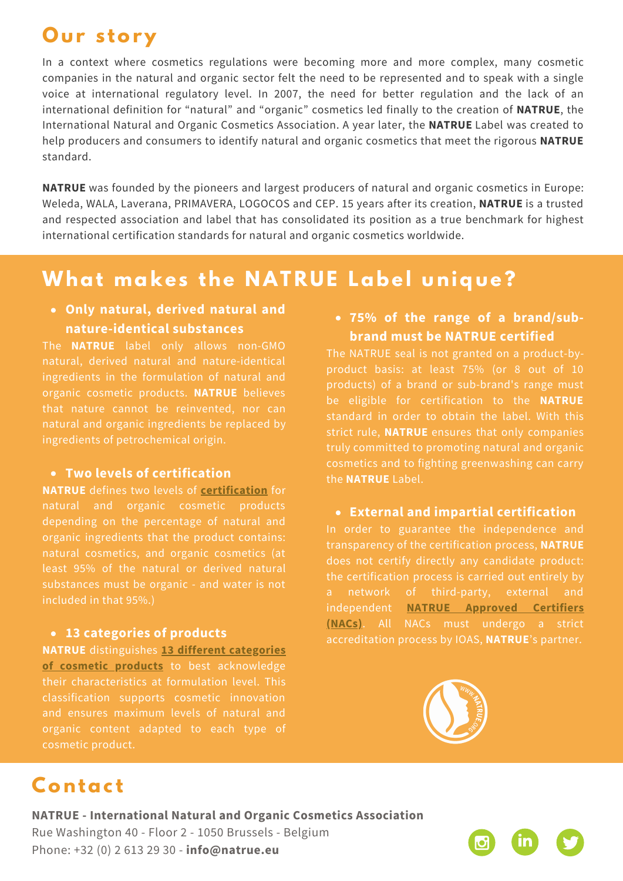## Our story

In a context where cosmetics regulations were becoming more and more complex, many cosmetic companies in the natural and organic sector felt the need to be represented and to speak with a single voice at international regulatory level. In 2007, the need for better regulation and the lack of an international definition for "natural" and "organic" cosmetics led finally to the creation of **NATRUE**, the International Natural and Organic Cosmetics Association. A year later, the **NATRUE** Label was created to help producers and consumers to identify natural and organic cosmetics that meet the rigorous **NATRUE** standard.

**NATRUE** was founded by the pioneers and largest producers of natural and organic cosmetics in Europe: Weleda, WALA, Laverana, PRIMAVERA, LOGOCOS and CEP. 15 years after its creation, **NATRUE** is a trusted and respected association and label that has consolidated its position as a true benchmark for highest international certification standards for natural and organic cosmetics worldwide.

## What makes the NATRUE Label unique?

- **Only natural, derived natural and nature-identical substances**

The **NATRUE** label only allows non-GMO natural, derived natural and nature-identical ingredients in the formulation of natural and organic cosmetic products. **NATRUE** believes that nature cannot be reinvented, nor can natural and organic ingredients be replaced by ingredients of petrochemical origin.

- **Two levels of certification**

**NATRUE** defines two levels of **certification** for natural and organic cosmetic products depending on the percentage of natural and organic ingredients that the product contains: natural cosmetics, and organic cosmetics (at least 95% of the natural or derived natural substances must be organic - and water is not included in that 95%.)

- **13 categories of products**

**NATRUE** distinguishes **13 different categories of cosmetic products** to best acknowledge their characteristics at formulation level. This classification supports cosmetic innovation and ensures maximum levels of natural and organic content adapted to each type of cosmetic product.

- **75% of the range of a brand/sub-brand must be NATRUE certified**

The NATRUE seal is not granted on a product-by-product basis: at least 75% (or 8 out of 10 products) of a brand or sub-brand's range must be eligible for certification to the **NATRUE** standard in order to obtain the label. With this strict rule, **NATRUE** ensures that only companies truly committed to promoting natural and organic cosmetics and to fighting greenwashing can carry the **NATRUE** Label.

- **External and impartial certification**

In order to guarantee the independence and transparency of the certification process, **NATRUE** does not certify directly any candidate product: the certification process is carried out entirely by a network of third-party, external and independent **NATRUE Approved Certifiers (NACs)**. All NACs must undergo a strict accreditation process by IOAS, **NATRUE**'s partner.

## Contact

**NATRUE - International Natural and Organic Cosmetics Association**
Rue Washington 40 - Floor 2 - 1050 Brussels - Belgium
Phone: +32 (0) 2 613 29 30 - **info@natrue.eu**